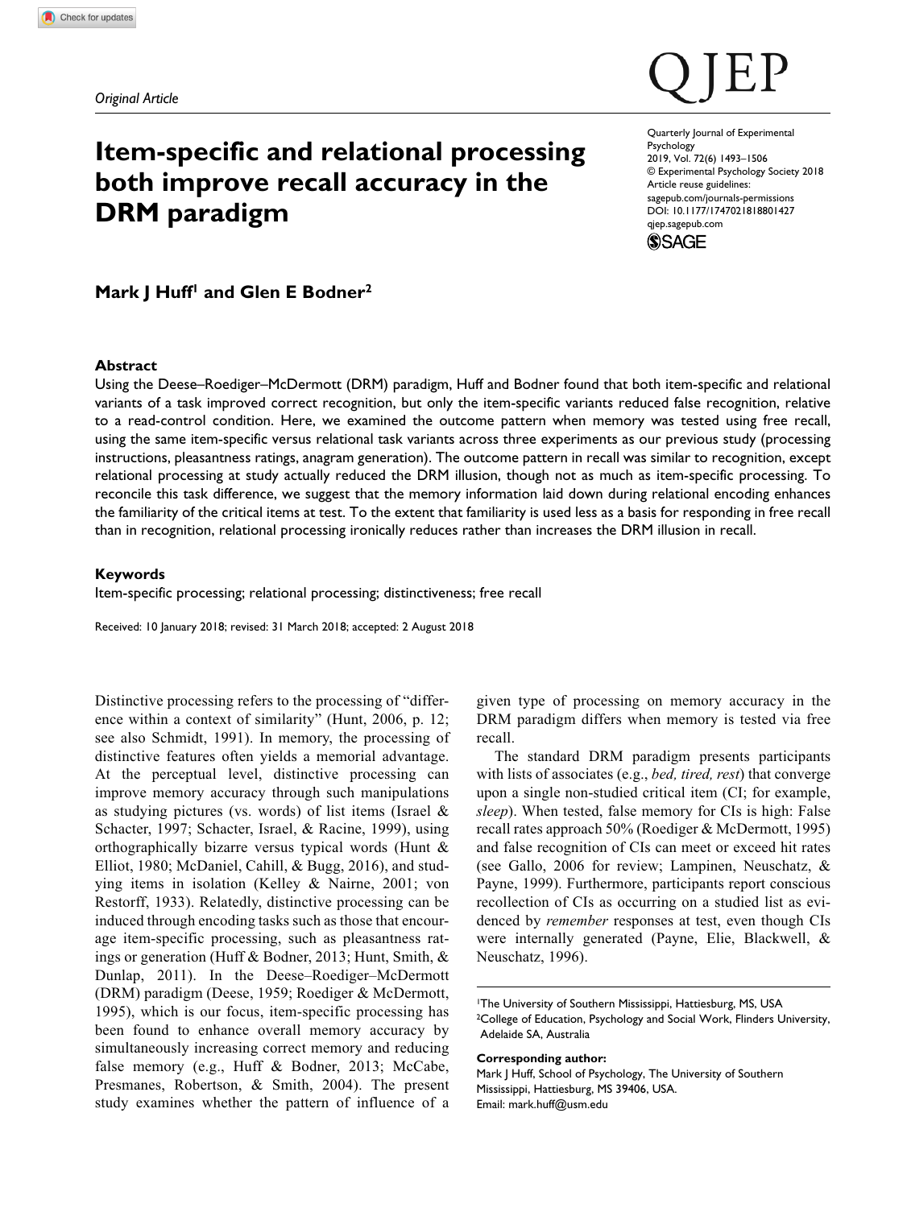*Original Article*

# Item-specific and relational processing both improve recall accuracy in the DRM paradigm

Quarterly Journal of Experimental Psychology
2019, Vol. 72(6) 1493–1506
© Experimental Psychology Society 2018
Article reuse guidelines: sagepub.com/journals-permissions
DOI: 10.1177/1747021818801427
qjep.sagepub.com

**Mark J Huff[1] and Glen E Bodner[2]**

## Abstract

Using the Deese–Roediger–McDermott (DRM) paradigm, Huff and Bodner found that both item-specific and relational variants of a task improved correct recognition, but only the item-specific variants reduced false recognition, relative to a read-control condition. Here, we examined the outcome pattern when memory was tested using free recall, using the same item-specific versus relational task variants across three experiments as our previous study (processing instructions, pleasantness ratings, anagram generation). The outcome pattern in recall was similar to recognition, except relational processing at study actually reduced the DRM illusion, though not as much as item-specific processing. To reconcile this task difference, we suggest that the memory information laid down during relational encoding enhances the familiarity of the critical items at test. To the extent that familiarity is used less as a basis for responding in free recall than in recognition, relational processing ironically reduces rather than increases the DRM illusion in recall.

## Keywords

Item-specific processing; relational processing; distinctiveness; free recall

Received: 10 January 2018; revised: 31 March 2018; accepted: 2 August 2018

Distinctive processing refers to the processing of "difference within a context of similarity" (Hunt, 2006, p. 12; see also Schmidt, 1991). In memory, the processing of distinctive features often yields a memorial advantage. At the perceptual level, distinctive processing can improve memory accuracy through such manipulations as studying pictures (vs. words) of list items (Israel & Schacter, 1997; Schacter, Israel, & Racine, 1999), using orthographically bizarre versus typical words (Hunt & Elliot, 1980; McDaniel, Cahill, & Bugg, 2016), and studying items in isolation (Kelley & Nairne, 2001; von Restorff, 1933). Relatedly, distinctive processing can be induced through encoding tasks such as those that encourage item-specific processing, such as pleasantness ratings or generation (Huff & Bodner, 2013; Hunt, Smith, & Dunlap, 2011). In the Deese–Roediger–McDermott (DRM) paradigm (Deese, 1959; Roediger & McDermott, 1995), which is our focus, item-specific processing has been found to enhance overall memory accuracy by simultaneously increasing correct memory and reducing false memory (e.g., Huff & Bodner, 2013; McCabe, Presmanes, Robertson, & Smith, 2004). The present study examines whether the pattern of influence of a given type of processing on memory accuracy in the DRM paradigm differs when memory is tested via free recall.

The standard DRM paradigm presents participants with lists of associates (e.g., *bed, tired, rest*) that converge upon a single non-studied critical item (CI; for example, *sleep*). When tested, false memory for CIs is high: False recall rates approach 50% (Roediger & McDermott, 1995) and false recognition of CIs can meet or exceed hit rates (see Gallo, 2006 for review; Lampinen, Neuschatz, & Payne, 1999). Furthermore, participants report conscious recollection of CIs as occurring on a studied list as evidenced by *remember* responses at test, even though CIs were internally generated (Payne, Elie, Blackwell, & Neuschatz, 1996).

[1]The University of Southern Mississippi, Hattiesburg, MS, USA
[2]College of Education, Psychology and Social Work, Flinders University, Adelaide SA, Australia

**Corresponding author:**
Mark J Huff, School of Psychology, The University of Southern Mississippi, Hattiesburg, MS 39406, USA.
Email: mark.huff@usm.edu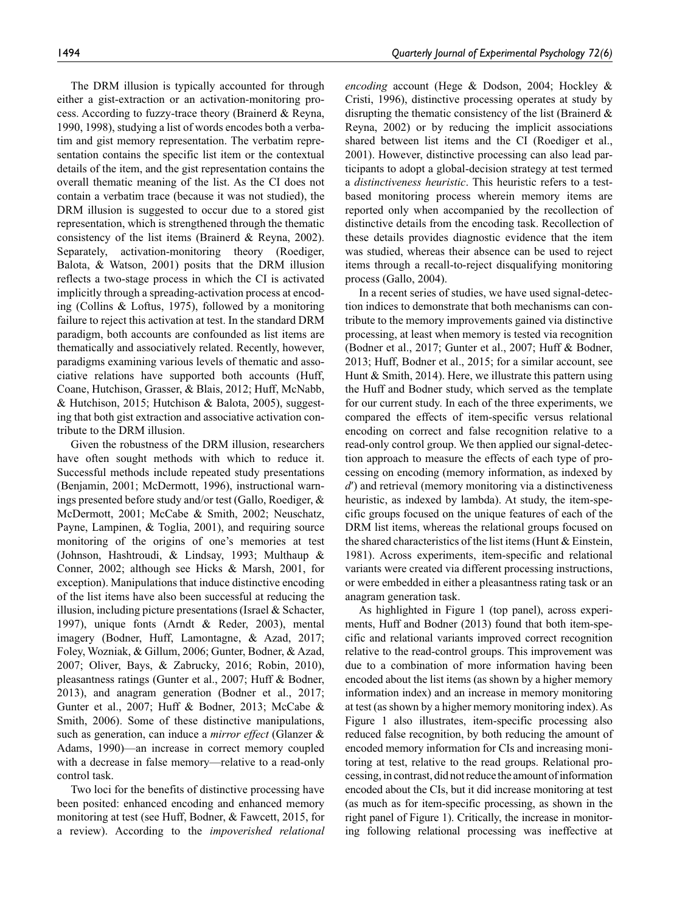The DRM illusion is typically accounted for through either a gist-extraction or an activation-monitoring process. According to fuzzy-trace theory (Brainerd & Reyna, 1990, 1998), studying a list of words encodes both a verbatim and gist memory representation. The verbatim representation contains the specific list item or the contextual details of the item, and the gist representation contains the overall thematic meaning of the list. As the CI does not contain a verbatim trace (because it was not studied), the DRM illusion is suggested to occur due to a stored gist representation, which is strengthened through the thematic consistency of the list items (Brainerd & Reyna, 2002). Separately, activation-monitoring theory (Roediger, Balota, & Watson, 2001) posits that the DRM illusion reflects a two-stage process in which the CI is activated implicitly through a spreading-activation process at encoding (Collins & Loftus, 1975), followed by a monitoring failure to reject this activation at test. In the standard DRM paradigm, both accounts are confounded as list items are thematically and associatively related. Recently, however, paradigms examining various levels of thematic and associative relations have supported both accounts (Huff, Coane, Hutchison, Grasser, & Blais, 2012; Huff, McNabb, & Hutchison, 2015; Hutchison & Balota, 2005), suggesting that both gist extraction and associative activation contribute to the DRM illusion.

Given the robustness of the DRM illusion, researchers have often sought methods with which to reduce it. Successful methods include repeated study presentations (Benjamin, 2001; McDermott, 1996), instructional warnings presented before study and/or test (Gallo, Roediger, & McDermott, 2001; McCabe & Smith, 2002; Neuschatz, Payne, Lampinen, & Toglia, 2001), and requiring source monitoring of the origins of one's memories at test (Johnson, Hashtroudi, & Lindsay, 1993; Multhaup & Conner, 2002; although see Hicks & Marsh, 2001, for exception). Manipulations that induce distinctive encoding of the list items have also been successful at reducing the illusion, including picture presentations (Israel & Schacter, 1997), unique fonts (Arndt & Reder, 2003), mental imagery (Bodner, Huff, Lamontagne, & Azad, 2017; Foley, Wozniak, & Gillum, 2006; Gunter, Bodner, & Azad, 2007; Oliver, Bays, & Zabrucky, 2016; Robin, 2010), pleasantness ratings (Gunter et al., 2007; Huff & Bodner, 2013), and anagram generation (Bodner et al., 2017; Gunter et al., 2007; Huff & Bodner, 2013; McCabe & Smith, 2006). Some of these distinctive manipulations, such as generation, can induce a *mirror effect* (Glanzer & Adams, 1990)—an increase in correct memory coupled with a decrease in false memory—relative to a read-only control task.

Two loci for the benefits of distinctive processing have been posited: enhanced encoding and enhanced memory monitoring at test (see Huff, Bodner, & Fawcett, 2015, for a review). According to the *impoverished relational encoding* account (Hege & Dodson, 2004; Hockley & Cristi, 1996), distinctive processing operates at study by disrupting the thematic consistency of the list (Brainerd & Reyna, 2002) or by reducing the implicit associations shared between list items and the CI (Roediger et al., 2001). However, distinctive processing can also lead participants to adopt a global-decision strategy at test termed a *distinctiveness heuristic*. This heuristic refers to a test-based monitoring process wherein memory items are reported only when accompanied by the recollection of distinctive details from the encoding task. Recollection of these details provides diagnostic evidence that the item was studied, whereas their absence can be used to reject items through a recall-to-reject disqualifying monitoring process (Gallo, 2004).

In a recent series of studies, we have used signal-detection indices to demonstrate that both mechanisms can contribute to the memory improvements gained via distinctive processing, at least when memory is tested via recognition (Bodner et al., 2017; Gunter et al., 2007; Huff & Bodner, 2013; Huff, Bodner et al., 2015; for a similar account, see Hunt & Smith, 2014). Here, we illustrate this pattern using the Huff and Bodner study, which served as the template for our current study. In each of the three experiments, we compared the effects of item-specific versus relational encoding on correct and false recognition relative to a read-only control group. We then applied our signal-detection approach to measure the effects of each type of processing on encoding (memory information, as indexed by $d'$) and retrieval (memory monitoring via a distinctiveness heuristic, as indexed by lambda). At study, the item-specific groups focused on the unique features of each of the DRM list items, whereas the relational groups focused on the shared characteristics of the list items (Hunt & Einstein, 1981). Across experiments, item-specific and relational variants were created via different processing instructions, or were embedded in either a pleasantness rating task or an anagram generation task.

As highlighted in Figure 1 (top panel), across experiments, Huff and Bodner (2013) found that both item-specific and relational variants improved correct recognition relative to the read-control groups. This improvement was due to a combination of more information having been encoded about the list items (as shown by a higher memory information index) and an increase in memory monitoring at test (as shown by a higher memory monitoring index). As Figure 1 also illustrates, item-specific processing also reduced false recognition, by both reducing the amount of encoded memory information for CIs and increasing monitoring at test, relative to the read groups. Relational processing, in contrast, did not reduce the amount of information encoded about the CIs, but it did increase monitoring at test (as much as for item-specific processing, as shown in the right panel of Figure 1). Critically, the increase in monitoring following relational processing was ineffective at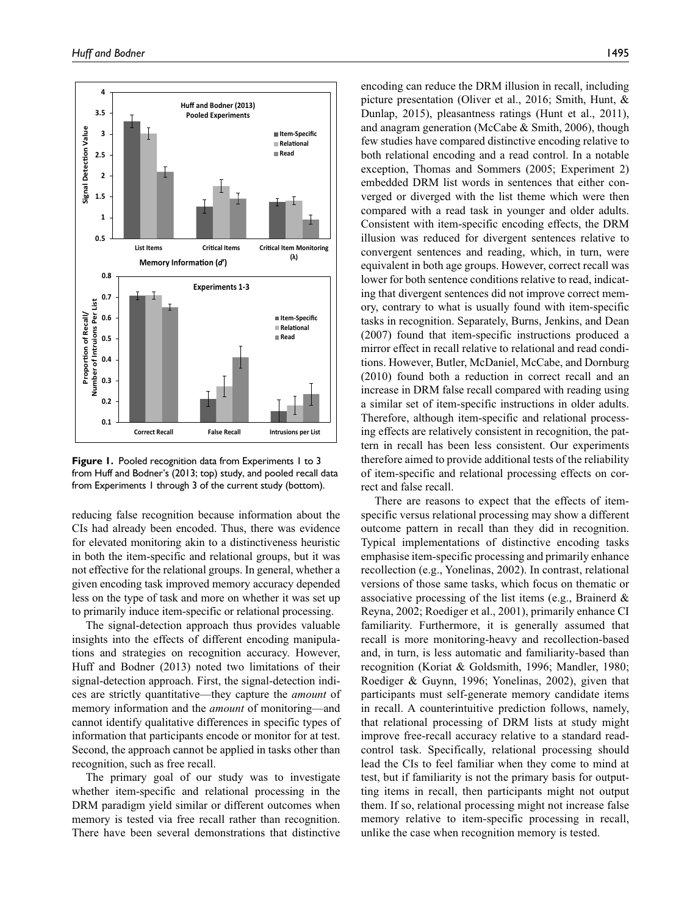Figure 1. Pooled recognition data from Experiments 1 to 3 from Huff and Bodner's (2013; top) study, and pooled recall data from Experiments 1 through 3 of the current study (bottom).

reducing false recognition because information about the CIs had already been encoded. Thus, there was evidence for elevated monitoring akin to a distinctiveness heuristic in both the item-specific and relational groups, but it was not effective for the relational groups. In general, whether a given encoding task improved memory accuracy depended less on the type of task and more on whether it was set up to primarily induce item-specific or relational processing.

The signal-detection approach thus provides valuable insights into the effects of different encoding manipulations and strategies on recognition accuracy. However, Huff and Bodner (2013) noted two limitations of their signal-detection approach. First, the signal-detection indices are strictly quantitative—they capture the *amount* of memory information and the *amount* of monitoring—and cannot identify qualitative differences in specific types of information that participants encode or monitor for at test. Second, the approach cannot be applied in tasks other than recognition, such as free recall.

The primary goal of our study was to investigate whether item-specific and relational processing in the DRM paradigm yield similar or different outcomes when memory is tested via free recall rather than recognition. There have been several demonstrations that distinctive encoding can reduce the DRM illusion in recall, including picture presentation (Oliver et al., 2016; Smith, Hunt, & Dunlap, 2015), pleasantness ratings (Hunt et al., 2011), and anagram generation (McCabe & Smith, 2006), though few studies have compared distinctive encoding relative to both relational encoding and a read control. In a notable exception, Thomas and Sommers (2005; Experiment 2) embedded DRM list words in sentences that either converged or diverged with the list theme which were then compared with a read task in younger and older adults. Consistent with item-specific encoding effects, the DRM illusion was reduced for divergent sentences relative to convergent sentences and reading, which, in turn, were equivalent in both age groups. However, correct recall was lower for both sentence conditions relative to read, indicating that divergent sentences did not improve correct memory, contrary to what is usually found with item-specific tasks in recognition. Separately, Burns, Jenkins, and Dean (2007) found that item-specific instructions produced a mirror effect in recall relative to relational and read conditions. However, Butler, McDaniel, McCabe, and Dornburg (2010) found both a reduction in correct recall and an increase in DRM false recall compared with reading using a similar set of item-specific instructions in older adults. Therefore, although item-specific and relational processing effects are relatively consistent in recognition, the pattern in recall has been less consistent. Our experiments therefore aimed to provide additional tests of the reliability of item-specific and relational processing effects on correct and false recall.

There are reasons to expect that the effects of item-specific versus relational processing may show a different outcome pattern in recall than they did in recognition. Typical implementations of distinctive encoding tasks emphasise item-specific processing and primarily enhance recollection (e.g., Yonelinas, 2002). In contrast, relational versions of those same tasks, which focus on thematic or associative processing of the list items (e.g., Brainerd & Reyna, 2002; Roediger et al., 2001), primarily enhance CI familiarity. Furthermore, it is generally assumed that recall is more monitoring-heavy and recollection-based and, in turn, is less automatic and familiarity-based than recognition (Koriat & Goldsmith, 1996; Mandler, 1980; Roediger & Guynn, 1996; Yonelinas, 2002), given that participants must self-generate memory candidate items in recall. A counterintuitive prediction follows, namely, that relational processing of DRM lists at study might improve free-recall accuracy relative to a standard read-control task. Specifically, relational processing should lead the CIs to feel familiar when they come to mind at test, but if familiarity is not the primary basis for outputting items in recall, then participants might not output them. If so, relational processing might not increase false memory relative to item-specific processing in recall, unlike the case when recognition memory is tested.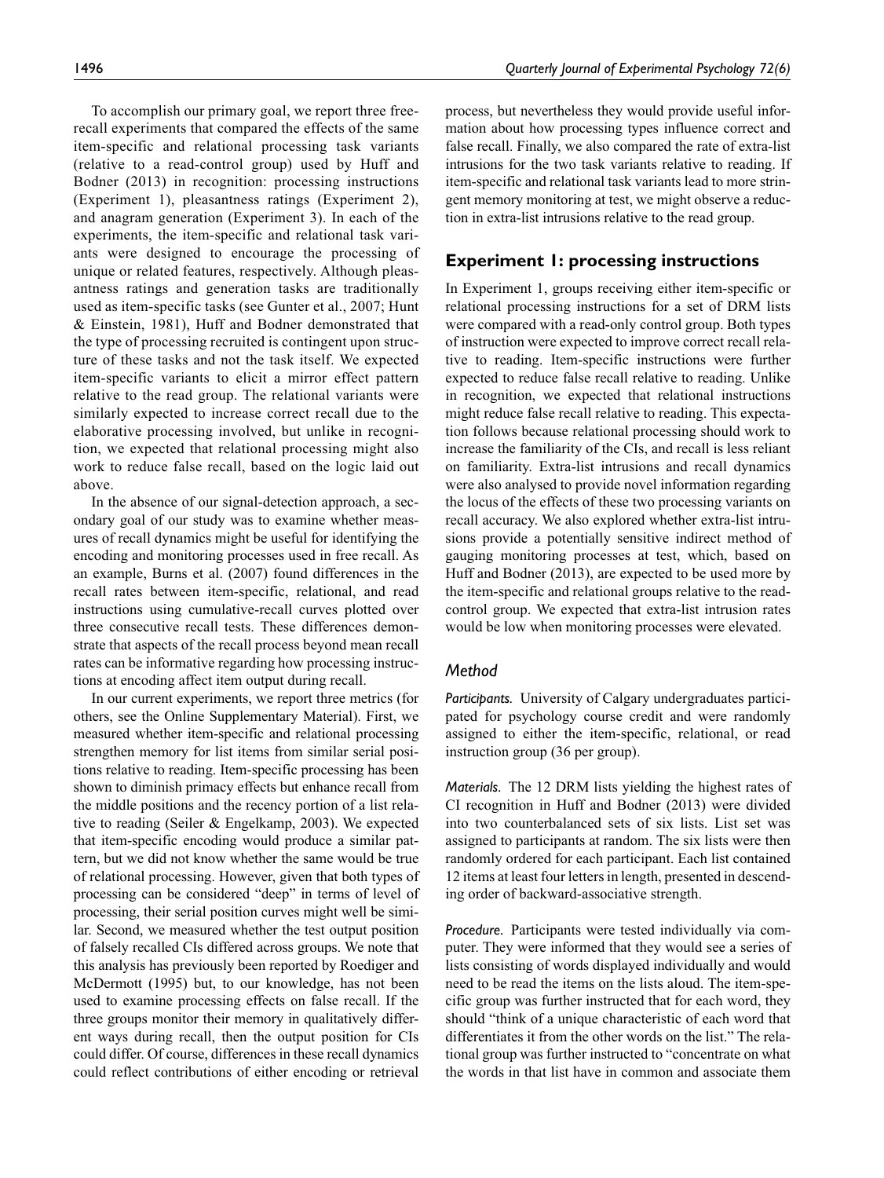To accomplish our primary goal, we report three free-recall experiments that compared the effects of the same item-specific and relational processing task variants (relative to a read-control group) used by Huff and Bodner (2013) in recognition: processing instructions (Experiment 1), pleasantness ratings (Experiment 2), and anagram generation (Experiment 3). In each of the experiments, the item-specific and relational task variants were designed to encourage the processing of unique or related features, respectively. Although pleasantness ratings and generation tasks are traditionally used as item-specific tasks (see Gunter et al., 2007; Hunt & Einstein, 1981), Huff and Bodner demonstrated that the type of processing recruited is contingent upon structure of these tasks and not the task itself. We expected item-specific variants to elicit a mirror effect pattern relative to the read group. The relational variants were similarly expected to increase correct recall due to the elaborative processing involved, but unlike in recognition, we expected that relational processing might also work to reduce false recall, based on the logic laid out above.

In the absence of our signal-detection approach, a secondary goal of our study was to examine whether measures of recall dynamics might be useful for identifying the encoding and monitoring processes used in free recall. As an example, Burns et al. (2007) found differences in the recall rates between item-specific, relational, and read instructions using cumulative-recall curves plotted over three consecutive recall tests. These differences demonstrate that aspects of the recall process beyond mean recall rates can be informative regarding how processing instructions at encoding affect item output during recall.

In our current experiments, we report three metrics (for others, see the Online Supplementary Material). First, we measured whether item-specific and relational processing strengthen memory for list items from similar serial positions relative to reading. Item-specific processing has been shown to diminish primacy effects but enhance recall from the middle positions and the recency portion of a list relative to reading (Seiler & Engelkamp, 2003). We expected that item-specific encoding would produce a similar pattern, but we did not know whether the same would be true of relational processing. However, given that both types of processing can be considered "deep" in terms of level of processing, their serial position curves might well be similar. Second, we measured whether the test output position of falsely recalled CIs differed across groups. We note that this analysis has previously been reported by Roediger and McDermott (1995) but, to our knowledge, has not been used to examine processing effects on false recall. If the three groups monitor their memory in qualitatively different ways during recall, then the output position for CIs could differ. Of course, differences in these recall dynamics could reflect contributions of either encoding or retrieval process, but nevertheless they would provide useful information about how processing types influence correct and false recall. Finally, we also compared the rate of extra-list intrusions for the two task variants relative to reading. If item-specific and relational task variants lead to more stringent memory monitoring at test, we might observe a reduction in extra-list intrusions relative to the read group.

## Experiment 1: processing instructions

In Experiment 1, groups receiving either item-specific or relational processing instructions for a set of DRM lists were compared with a read-only control group. Both types of instruction were expected to improve correct recall relative to reading. Item-specific instructions were further expected to reduce false recall relative to reading. Unlike in recognition, we expected that relational instructions might reduce false recall relative to reading. This expectation follows because relational processing should work to increase the familiarity of the CIs, and recall is less reliant on familiarity. Extra-list intrusions and recall dynamics were also analysed to provide novel information regarding the locus of the effects of these two processing variants on recall accuracy. We also explored whether extra-list intrusions provide a potentially sensitive indirect method of gauging monitoring processes at test, which, based on Huff and Bodner (2013), are expected to be used more by the item-specific and relational groups relative to the read-control group. We expected that extra-list intrusion rates would be low when monitoring processes were elevated.

### Method

*Participants.* University of Calgary undergraduates participated for psychology course credit and were randomly assigned to either the item-specific, relational, or read instruction group (36 per group).

*Materials.* The 12 DRM lists yielding the highest rates of CI recognition in Huff and Bodner (2013) were divided into two counterbalanced sets of six lists. List set was assigned to participants at random. The six lists were then randomly ordered for each participant. Each list contained 12 items at least four letters in length, presented in descending order of backward-associative strength.

*Procedure.* Participants were tested individually via computer. They were informed that they would see a series of lists consisting of words displayed individually and would need to be read the items on the lists aloud. The item-specific group was further instructed that for each word, they should "think of a unique characteristic of each word that differentiates it from the other words on the list." The relational group was further instructed to "concentrate on what the words in that list have in common and associate them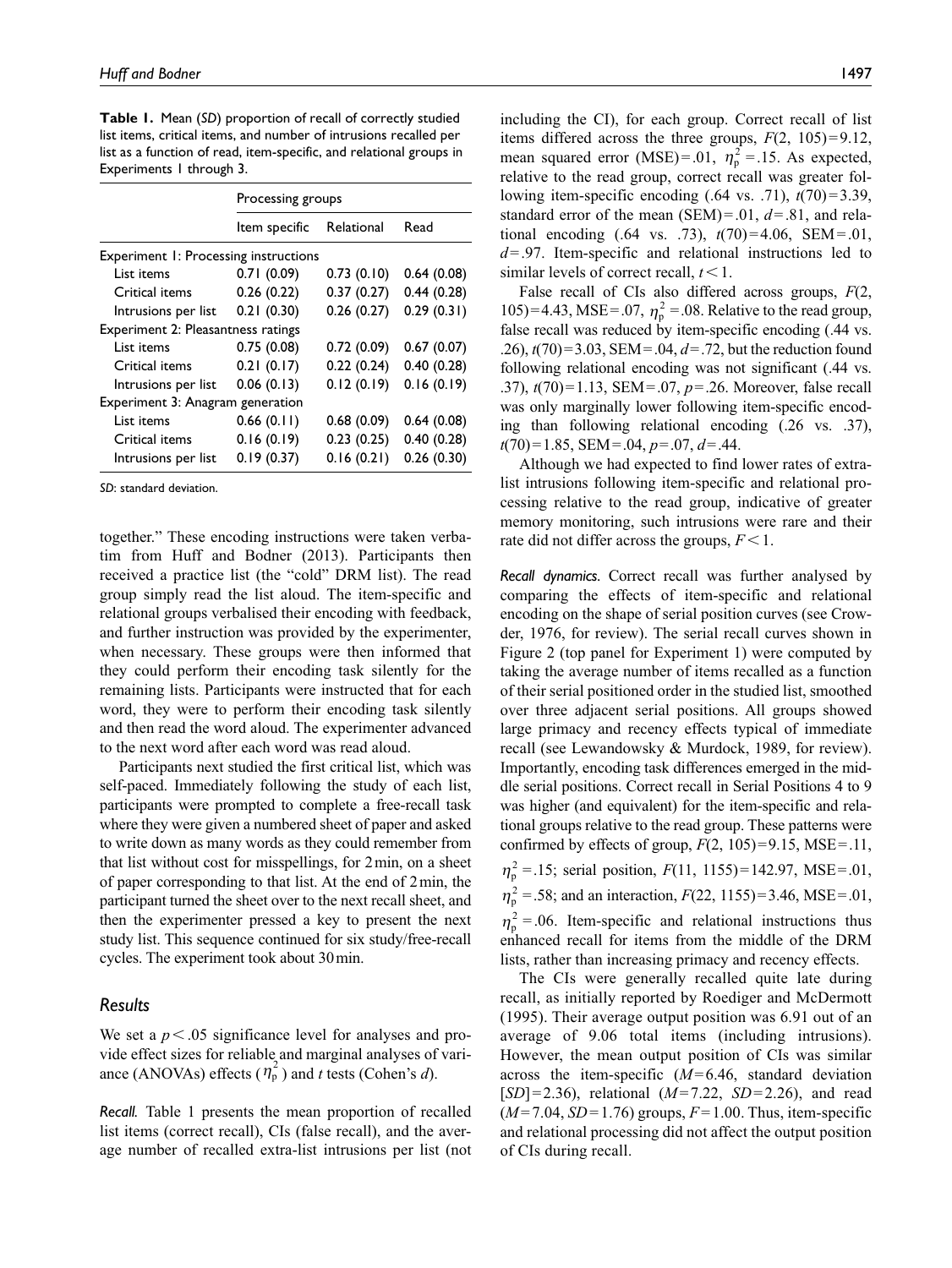**Table 1.** Mean (*SD*) proportion of recall of correctly studied list items, critical items, and number of intrusions recalled per list as a function of read, item-specific, and relational groups in Experiments 1 through 3.

| | Processing groups | | |
|---|---|---|---|
| | Item specific | Relational | Read |
| Experiment 1: Processing instructions | | | |
| List items | 0.71 (0.09) | 0.73 (0.10) | 0.64 (0.08) |
| Critical items | 0.26 (0.22) | 0.37 (0.27) | 0.44 (0.28) |
| Intrusions per list | 0.21 (0.30) | 0.26 (0.27) | 0.29 (0.31) |
| Experiment 2: Pleasantness ratings | | | |
| List items | 0.75 (0.08) | 0.72 (0.09) | 0.67 (0.07) |
| Critical items | 0.21 (0.17) | 0.22 (0.24) | 0.40 (0.28) |
| Intrusions per list | 0.06 (0.13) | 0.12 (0.19) | 0.16 (0.19) |
| Experiment 3: Anagram generation | | | |
| List items | 0.66 (0.11) | 0.68 (0.09) | 0.64 (0.08) |
| Critical items | 0.16 (0.19) | 0.23 (0.25) | 0.40 (0.28) |
| Intrusions per list | 0.19 (0.37) | 0.16 (0.21) | 0.26 (0.30) |

*SD*: standard deviation.

together." These encoding instructions were taken verbatim from Huff and Bodner (2013). Participants then received a practice list (the "cold" DRM list). The read group simply read the list aloud. The item-specific and relational groups verbalised their encoding with feedback, and further instruction was provided by the experimenter, when necessary. These groups were then informed that they could perform their encoding task silently for the remaining lists. Participants were instructed that for each word, they were to perform their encoding task silently and then read the word aloud. The experimenter advanced to the next word after each word was read aloud.

Participants next studied the first critical list, which was self-paced. Immediately following the study of each list, participants were prompted to complete a free-recall task where they were given a numbered sheet of paper and asked to write down as many words as they could remember from that list without cost for misspellings, for 2 min, on a sheet of paper corresponding to that list. At the end of 2 min, the participant turned the sheet over to the next recall sheet, and then the experimenter pressed a key to present the next study list. This sequence continued for six study/free-recall cycles. The experiment took about 30 min.

## Results

We set a $p < .05$ significance level for analyses and provide effect sizes for reliable and marginal analyses of variance (ANOVAs) effects ($\eta_p^2$) and *t* tests (Cohen's *d*).

*Recall.* Table 1 presents the mean proportion of recalled list items (correct recall), CIs (false recall), and the average number of recalled extra-list intrusions per list (not including the CI), for each group. Correct recall of list items differed across the three groups, $F(2, 105) = 9.12$, mean squared error (MSE) = .01, $\eta_p^2 = .15$. As expected, relative to the read group, correct recall was greater following item-specific encoding (.64 vs. .71), $t(70) = 3.39$, standard error of the mean (SEM) = .01, $d = .81$, and relational encoding (.64 vs. .73), $t(70) = 4.06$, SEM = .01, $d = .97$. Item-specific and relational instructions led to similar levels of correct recall, $t < 1$.

False recall of CIs also differed across groups, $F(2, 105) = 4.43$, MSE = .07, $\eta_p^2 = .08$. Relative to the read group, false recall was reduced by item-specific encoding (.44 vs. .26), $t(70) = 3.03$, SEM = .04, $d = .72$, but the reduction found following relational encoding was not significant (.44 vs. .37), $t(70) = 1.13$, SEM = .07, $p = .26$. Moreover, false recall was only marginally lower following item-specific encoding than following relational encoding (.26 vs. .37), $t(70) = 1.85$, SEM = .04, $p = .07$, $d = .44$.

Although we had expected to find lower rates of extra-list intrusions following item-specific and relational processing relative to the read group, indicative of greater memory monitoring, such intrusions were rare and their rate did not differ across the groups, $F < 1$.

*Recall dynamics.* Correct recall was further analysed by comparing the effects of item-specific and relational encoding on the shape of serial position curves (see Crowder, 1976, for review). The serial recall curves shown in Figure 2 (top panel for Experiment 1) were computed by taking the average number of items recalled as a function of their serial positioned order in the studied list, smoothed over three adjacent serial positions. All groups showed large primacy and recency effects typical of immediate recall (see Lewandowsky & Murdock, 1989, for review). Importantly, encoding task differences emerged in the middle serial positions. Correct recall in Serial Positions 4 to 9 was higher (and equivalent) for the item-specific and relational groups relative to the read group. These patterns were confirmed by effects of group, $F(2, 105) = 9.15$, MSE = .11, $\eta_p^2 = .15$; serial position, $F(11, 1155) = 142.97$, MSE = .01, $\eta_p^2 = .58$; and an interaction, $F(22, 1155) = 3.46$, MSE = .01, $\eta_p^2 = .06$. Item-specific and relational instructions thus enhanced recall for items from the middle of the DRM lists, rather than increasing primacy and recency effects.

The CIs were generally recalled quite late during recall, as initially reported by Roediger and McDermott (1995). Their average output position was 6.91 out of an average of 9.06 total items (including intrusions). However, the mean output position of CIs was similar across the item-specific ($M = 6.46$, standard deviation [*SD*] = 2.36), relational ($M = 7.22$, $SD = 2.26$), and read ($M = 7.04$, $SD = 1.76$) groups, $F = 1.00$. Thus, item-specific and relational processing did not affect the output position of CIs during recall.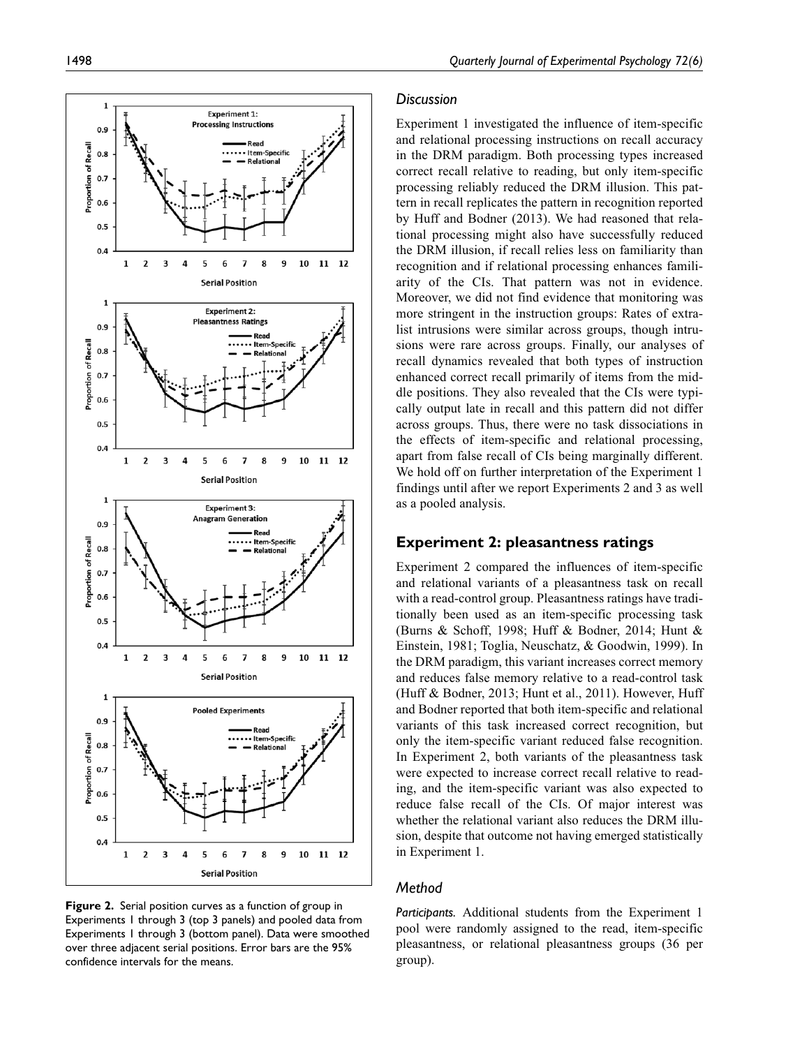**Figure 2.** Serial position curves as a function of group in Experiments 1 through 3 (top 3 panels) and pooled data from Experiments 1 through 3 (bottom panel). Data were smoothed over three adjacent serial positions. Error bars are the 95% confidence intervals for the means.

### *Discussion*

Experiment 1 investigated the influence of item-specific and relational processing instructions on recall accuracy in the DRM paradigm. Both processing types increased correct recall relative to reading, but only item-specific processing reliably reduced the DRM illusion. This pattern in recall replicates the pattern in recognition reported by Huff and Bodner (2013). We had reasoned that relational processing might also have successfully reduced the DRM illusion, if recall relies less on familiarity than recognition and if relational processing enhances familiarity of the CIs. That pattern was not in evidence. Moreover, we did not find evidence that monitoring was more stringent in the instruction groups: Rates of extra-list intrusions were similar across groups, though intrusions were rare across groups. Finally, our analyses of recall dynamics revealed that both types of instruction enhanced correct recall primarily of items from the middle positions. They also revealed that the CIs were typically output late in recall and this pattern did not differ across groups. Thus, there were no task dissociations in the effects of item-specific and relational processing, apart from false recall of CIs being marginally different. We hold off on further interpretation of the Experiment 1 findings until after we report Experiments 2 and 3 as well as a pooled analysis.

## Experiment 2: pleasantness ratings

Experiment 2 compared the influences of item-specific and relational variants of a pleasantness task on recall with a read-control group. Pleasantness ratings have traditionally been used as an item-specific processing task (Burns & Schoff, 1998; Huff & Bodner, 2014; Hunt & Einstein, 1981; Toglia, Neuschatz, & Goodwin, 1999). In the DRM paradigm, this variant increases correct memory and reduces false memory relative to a read-control task (Huff & Bodner, 2013; Hunt et al., 2011). However, Huff and Bodner reported that both item-specific and relational variants of this task increased correct recognition, but only the item-specific variant reduced false recognition. In Experiment 2, both variants of the pleasantness task were expected to increase correct recall relative to reading, and the item-specific variant was also expected to reduce false recall of the CIs. Of major interest was whether the relational variant also reduces the DRM illusion, despite that outcome not having emerged statistically in Experiment 1.

### *Method*

*Participants.* Additional students from the Experiment 1 pool were randomly assigned to the read, item-specific pleasantness, or relational pleasantness groups (36 per group).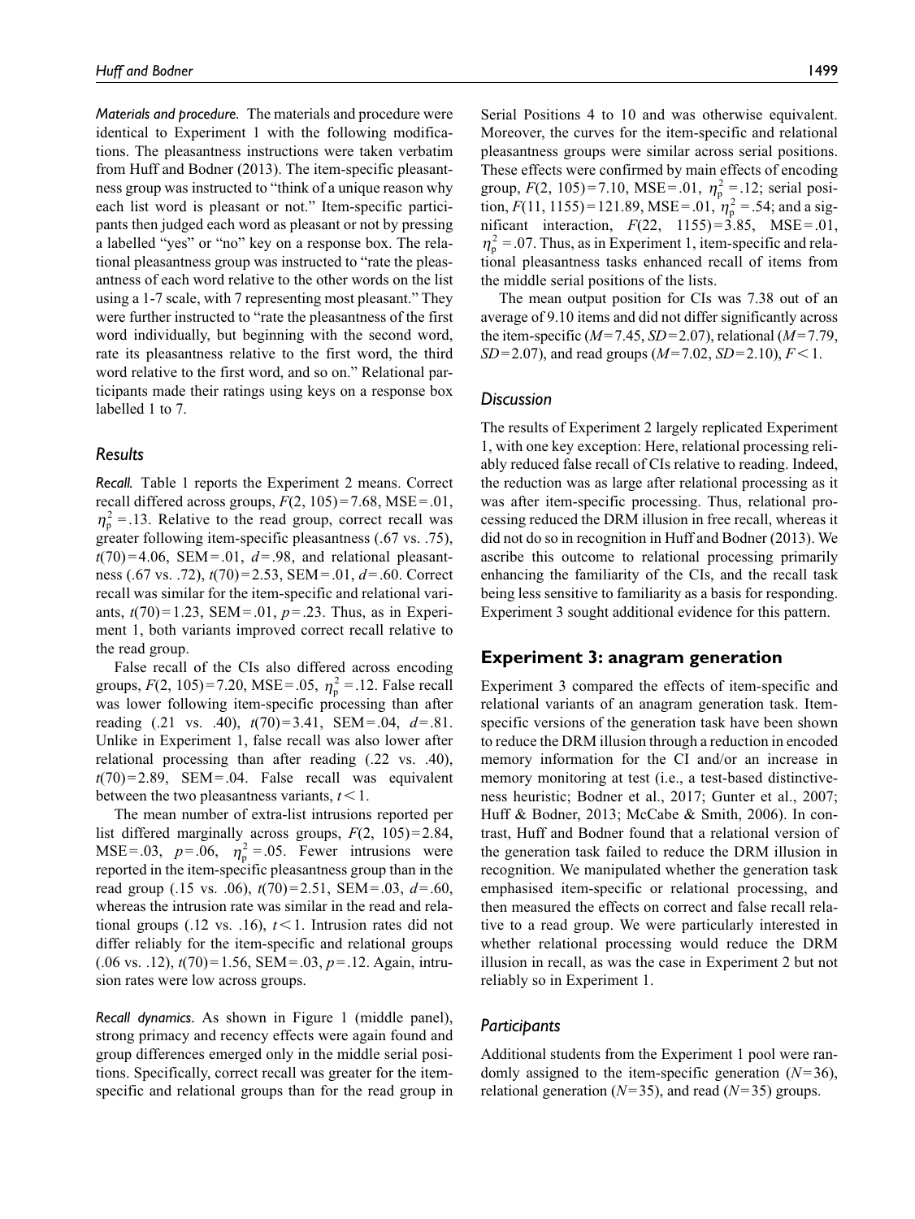*Materials and procedure.* The materials and procedure were identical to Experiment 1 with the following modifications. The pleasantness instructions were taken verbatim from Huff and Bodner (2013). The item-specific pleasantness group was instructed to "think of a unique reason why each list word is pleasant or not." Item-specific participants then judged each word as pleasant or not by pressing a labelled "yes" or "no" key on a response box. The relational pleasantness group was instructed to "rate the pleasantness of each word relative to the other words on the list using a 1-7 scale, with 7 representing most pleasant." They were further instructed to "rate the pleasantness of the first word individually, but beginning with the second word, rate its pleasantness relative to the first word, the third word relative to the first word, and so on." Relational participants made their ratings using keys on a response box labelled 1 to 7.

### Results

*Recall.* Table 1 reports the Experiment 2 means. Correct recall differed across groups, $F(2, 105) = 7.68$, MSE = .01, $\eta_p^2 = .13$. Relative to the read group, correct recall was greater following item-specific pleasantness (.67 vs. .75), $t(70) = 4.06$, SEM = .01, $d = .98$, and relational pleasantness (.67 vs. .72), $t(70) = 2.53$, SEM = .01, $d = .60$. Correct recall was similar for the item-specific and relational variants, $t(70) = 1.23$, SEM = .01, $p = .23$. Thus, as in Experiment 1, both variants improved correct recall relative to the read group.

False recall of the CIs also differed across encoding groups, $F(2, 105) = 7.20$, MSE = .05, $\eta_p^2 = .12$. False recall was lower following item-specific processing than after reading (.21 vs. .40), $t(70) = 3.41$, SEM = .04, $d = .81$. Unlike in Experiment 1, false recall was also lower after relational processing than after reading (.22 vs. .40), $t(70) = 2.89$, SEM = .04. False recall was equivalent between the two pleasantness variants, $t < 1$.

The mean number of extra-list intrusions reported per list differed marginally across groups, $F(2, 105) = 2.84$, MSE = .03, $p = .06$, $\eta_p^2 = .05$. Fewer intrusions were reported in the item-specific pleasantness group than in the read group (.15 vs. .06), $t(70) = 2.51$, SEM = .03, $d = .60$, whereas the intrusion rate was similar in the read and relational groups (.12 vs. .16), $t < 1$. Intrusion rates did not differ reliably for the item-specific and relational groups (.06 vs. .12), $t(70) = 1.56$, SEM = .03, $p = .12$. Again, intrusion rates were low across groups.

*Recall dynamics.* As shown in Figure 1 (middle panel), strong primacy and recency effects were again found and group differences emerged only in the middle serial positions. Specifically, correct recall was greater for the item-specific and relational groups than for the read group in Serial Positions 4 to 10 and was otherwise equivalent. Moreover, the curves for the item-specific and relational pleasantness groups were similar across serial positions. These effects were confirmed by main effects of encoding group, $F(2, 105) = 7.10$, MSE = .01, $\eta_p^2 = .12$; serial position, $F(11, 1155) = 121.89$, MSE = .01, $\eta_p^2 = .54$; and a significant interaction, $F(22, 1155) = 3.85$, MSE = .01, $\eta_p^2 = .07$. Thus, as in Experiment 1, item-specific and relational pleasantness tasks enhanced recall of items from the middle serial positions of the lists.

The mean output position for CIs was 7.38 out of an average of 9.10 items and did not differ significantly across the item-specific ($M = 7.45$, $SD = 2.07$), relational ($M = 7.79$, $SD = 2.07$), and read groups ($M = 7.02$, $SD = 2.10$), $F < 1$.

### Discussion

The results of Experiment 2 largely replicated Experiment 1, with one key exception: Here, relational processing reliably reduced false recall of CIs relative to reading. Indeed, the reduction was as large after relational processing as it was after item-specific processing. Thus, relational processing reduced the DRM illusion in free recall, whereas it did not do so in recognition in Huff and Bodner (2013). We ascribe this outcome to relational processing primarily enhancing the familiarity of the CIs, and the recall task being less sensitive to familiarity as a basis for responding. Experiment 3 sought additional evidence for this pattern.

## Experiment 3: anagram generation

Experiment 3 compared the effects of item-specific and relational variants of an anagram generation task. Item-specific versions of the generation task have been shown to reduce the DRM illusion through a reduction in encoded memory information for the CI and/or an increase in memory monitoring at test (i.e., a test-based distinctiveness heuristic; Bodner et al., 2017; Gunter et al., 2007; Huff & Bodner, 2013; McCabe & Smith, 2006). In contrast, Huff and Bodner found that a relational version of the generation task failed to reduce the DRM illusion in recognition. We manipulated whether the generation task emphasised item-specific or relational processing, and then measured the effects on correct and false recall relative to a read group. We were particularly interested in whether relational processing would reduce the DRM illusion in recall, as was the case in Experiment 2 but not reliably so in Experiment 1.

### Participants

Additional students from the Experiment 1 pool were randomly assigned to the item-specific generation ($N = 36$), relational generation ($N = 35$), and read ($N = 35$) groups.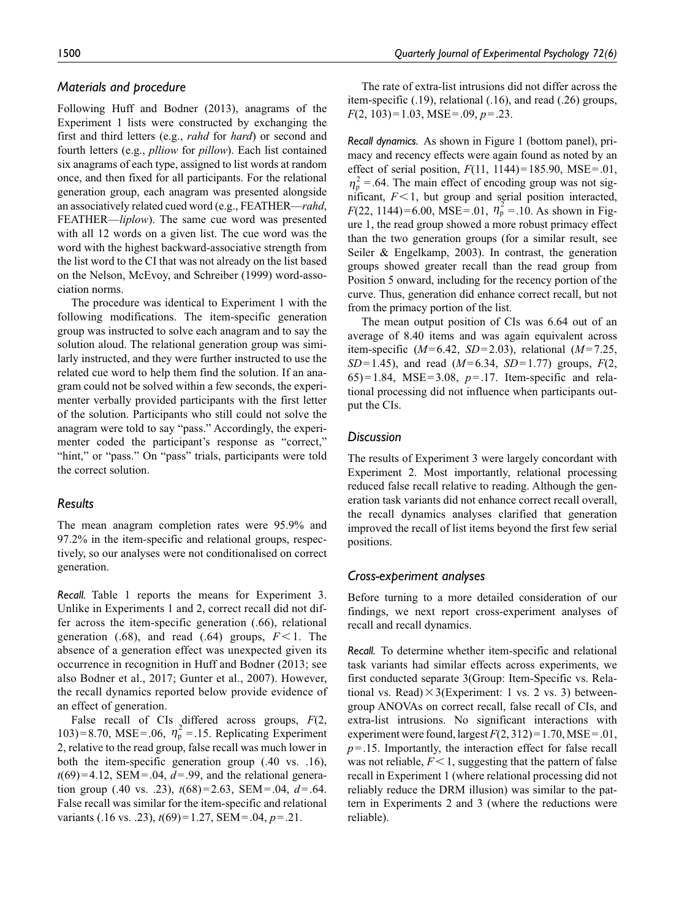### *Materials and procedure*

Following Huff and Bodner (2013), anagrams of the Experiment 1 lists were constructed by exchanging the first and third letters (e.g., *rahd* for *hard*) or second and fourth letters (e.g., *plliow* for *pillow*). Each list contained six anagrams of each type, assigned to list words at random once, and then fixed for all participants. For the relational generation group, each anagram was presented alongside an associatively related cued word (e.g., FEATHER—*rahd*, FEATHER—*liplow*). The same cue word was presented with all 12 words on a given list. The cue word was the word with the highest backward-associative strength from the list word to the CI that was not already on the list based on the Nelson, McEvoy, and Schreiber (1999) word-association norms.

The procedure was identical to Experiment 1 with the following modifications. The item-specific generation group was instructed to solve each anagram and to say the solution aloud. The relational generation group was similarly instructed, and they were further instructed to use the related cue word to help them find the solution. If an anagram could not be solved within a few seconds, the experimenter verbally provided participants with the first letter of the solution. Participants who still could not solve the anagram were told to say "pass." Accordingly, the experimenter coded the participant's response as "correct," "hint," or "pass." On "pass" trials, participants were told the correct solution.

### *Results*

The mean anagram completion rates were 95.9% and 97.2% in the item-specific and relational groups, respectively, so our analyses were not conditionalised on correct generation.

*Recall.* Table 1 reports the means for Experiment 3. Unlike in Experiments 1 and 2, correct recall did not differ across the item-specific generation (.66), relational generation (.68), and read (.64) groups, $F < 1$. The absence of a generation effect was unexpected given its occurrence in recognition in Huff and Bodner (2013; see also Bodner et al., 2017; Gunter et al., 2007). However, the recall dynamics reported below provide evidence of an effect of generation.

False recall of CIs differed across groups, $F(2, 103) = 8.70$, MSE = .06, $\eta_p^2 = .15$. Replicating Experiment 2, relative to the read group, false recall was much lower in both the item-specific generation group (.40 vs. .16), $t(69) = 4.12$, SEM = .04, $d = .99$, and the relational generation group (.40 vs. .23), $t(68) = 2.63$, SEM = .04, $d = .64$. False recall was similar for the item-specific and relational variants (.16 vs. .23), $t(69) = 1.27$, SEM = .04, $p = .21$.

The rate of extra-list intrusions did not differ across the item-specific (.19), relational (.16), and read (.26) groups, $F(2, 103) = 1.03$, MSE = .09, $p = .23$.

*Recall dynamics.* As shown in Figure 1 (bottom panel), primacy and recency effects were again found as noted by an effect of serial position, $F(11, 1144) = 185.90$, MSE = .01, $\eta_p^2 = .64$. The main effect of encoding group was not significant, $F < 1$, but group and serial position interacted, $F(22, 1144) = 6.00$, MSE = .01, $\eta_p^2 = .10$. As shown in Figure 1, the read group showed a more robust primacy effect than the two generation groups (for a similar result, see Seiler & Engelkamp, 2003). In contrast, the generation groups showed greater recall than the read group from Position 5 onward, including for the recency portion of the curve. Thus, generation did enhance correct recall, but not from the primacy portion of the list.

The mean output position of CIs was 6.64 out of an average of 8.40 items and was again equivalent across item-specific ($M = 6.42$, $SD = 2.03$), relational ($M = 7.25$, $SD = 1.45$), and read ($M = 6.34$, $SD = 1.77$) groups, $F(2, 65) = 1.84$, MSE = 3.08, $p = .17$. Item-specific and relational processing did not influence when participants output the CIs.

### *Discussion*

The results of Experiment 3 were largely concordant with Experiment 2. Most importantly, relational processing reduced false recall relative to reading. Although the generation task variants did not enhance correct recall overall, the recall dynamics analyses clarified that generation improved the recall of list items beyond the first few serial positions.

### *Cross-experiment analyses*

Before turning to a more detailed consideration of our findings, we next report cross-experiment analyses of recall and recall dynamics.

*Recall.* To determine whether item-specific and relational task variants had similar effects across experiments, we first conducted separate 3(Group: Item-Specific vs. Relational vs. Read) × 3(Experiment: 1 vs. 2 vs. 3) between-group ANOVAs on correct recall, false recall of CIs, and extra-list intrusions. No significant interactions with experiment were found, largest $F(2, 312) = 1.70$, MSE = .01, $p = .15$. Importantly, the interaction effect for false recall was not reliable, $F < 1$, suggesting that the pattern of false recall in Experiment 1 (where relational processing did not reliably reduce the DRM illusion) was similar to the pattern in Experiments 2 and 3 (where the reductions were reliable).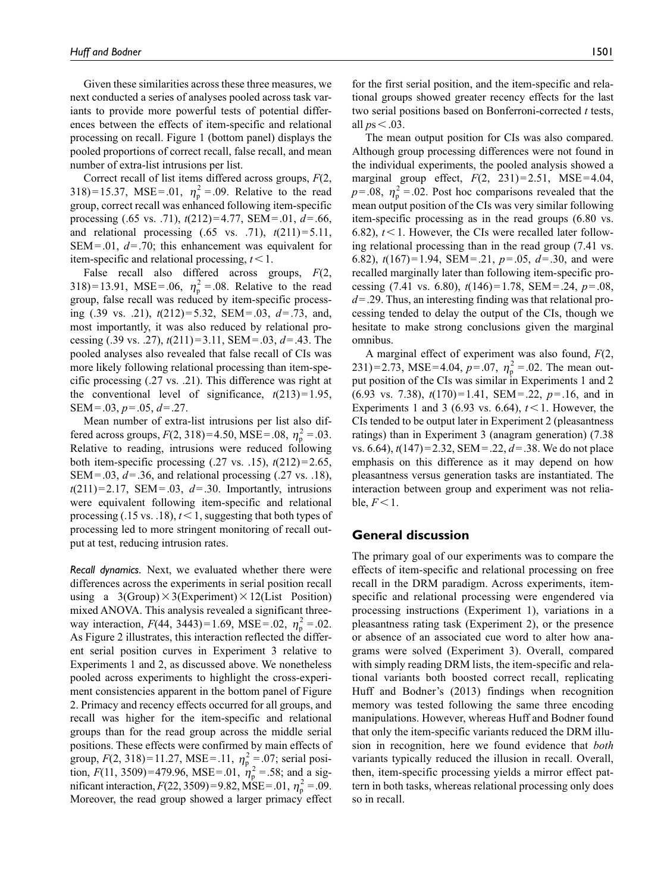Given these similarities across these three measures, we next conducted a series of analyses pooled across task variants to provide more powerful tests of potential differences between the effects of item-specific and relational processing on recall. Figure 1 (bottom panel) displays the pooled proportions of correct recall, false recall, and mean number of extra-list intrusions per list.

Correct recall of list items differed across groups, $F(2, 318) = 15.37$, MSE = .01, $\eta_p^2 = .09$. Relative to the read group, correct recall was enhanced following item-specific processing (.65 vs. .71), $t(212) = 4.77$, SEM = .01, $d = .66$, and relational processing (.65 vs. .71), $t(211) = 5.11$, SEM = .01, $d = .70$; this enhancement was equivalent for item-specific and relational processing, $t < 1$.

False recall also differed across groups, $F(2, 318) = 13.91$, MSE = .06, $\eta_p^2 = .08$. Relative to the read group, false recall was reduced by item-specific processing (.39 vs. .21), $t(212) = 5.32$, SEM = .03, $d = .73$, and, most importantly, it was also reduced by relational processing (.39 vs. .27), $t(211) = 3.11$, SEM = .03, $d = .43$. The pooled analyses also revealed that false recall of CIs was more likely following relational processing than item-specific processing (.27 vs. .21). This difference was right at the conventional level of significance, $t(213) = 1.95$, SEM = .03, $p = .05$, $d = .27$.

Mean number of extra-list intrusions per list also differed across groups, $F(2, 318) = 4.50$, MSE = .08, $\eta_p^2 = .03$. Relative to reading, intrusions were reduced following both item-specific processing (.27 vs. .15), $t(212) = 2.65$, SEM = .03, $d = .36$, and relational processing (.27 vs. .18), $t(211) = 2.17$, SEM = .03, $d = .30$. Importantly, intrusions were equivalent following item-specific and relational processing (.15 vs. .18), $t < 1$, suggesting that both types of processing led to more stringent monitoring of recall output at test, reducing intrusion rates.

*Recall dynamics.* Next, we evaluated whether there were differences across the experiments in serial position recall using a 3(Group) × 3(Experiment) × 12(List Position) mixed ANOVA. This analysis revealed a significant three-way interaction, $F(44, 3443) = 1.69$, MSE = .02, $\eta_p^2 = .02$. As Figure 2 illustrates, this interaction reflected the different serial position curves in Experiment 3 relative to Experiments 1 and 2, as discussed above. We nonetheless pooled across experiments to highlight the cross-experiment consistencies apparent in the bottom panel of Figure 2. Primacy and recency effects occurred for all groups, and recall was higher for the item-specific and relational groups than for the read group across the middle serial positions. These effects were confirmed by main effects of group, $F(2, 318) = 11.27$, MSE = .11, $\eta_p^2 = .07$; serial position, $F(11, 3509) = 479.96$, MSE = .01, $\eta_p^2 = .58$; and a significant interaction, $F(22, 3509) = 9.82$, MSE = .01, $\eta_p^2 = .09$. Moreover, the read group showed a larger primacy effect for the first serial position, and the item-specific and relational groups showed greater recency effects for the last two serial positions based on Bonferroni-corrected $t$ tests, all $p$s < .03.

The mean output position for CIs was also compared. Although group processing differences were not found in the individual experiments, the pooled analysis showed a marginal group effect, $F(2, 231) = 2.51$, MSE = 4.04, $p = .08$, $\eta_p^2 = .02$. Post hoc comparisons revealed that the mean output position of the CIs was very similar following item-specific processing as in the read groups (6.80 vs. 6.82), $t < 1$. However, the CIs were recalled later following relational processing than in the read group (7.41 vs. 6.82), $t(167) = 1.94$, SEM = .21, $p = .05$, $d = .30$, and were recalled marginally later than following item-specific processing (7.41 vs. 6.80), $t(146) = 1.78$, SEM = .24, $p = .08$, $d = .29$. Thus, an interesting finding was that relational processing tended to delay the output of the CIs, though we hesitate to make strong conclusions given the marginal omnibus.

A marginal effect of experiment was also found, $F(2, 231) = 2.73$, MSE = 4.04, $p = .07$, $\eta_p^2 = .02$. The mean output position of the CIs was similar in Experiments 1 and 2 (6.93 vs. 7.38), $t(170) = 1.41$, SEM = .22, $p = .16$, and in Experiments 1 and 3 (6.93 vs. 6.64), $t < 1$. However, the CIs tended to be output later in Experiment 2 (pleasantness ratings) than in Experiment 3 (anagram generation) (7.38 vs. 6.64), $t(147) = 2.32$, SEM = .22, $d = .38$. We do not place emphasis on this difference as it may depend on how pleasantness versus generation tasks are instantiated. The interaction between group and experiment was not reliable, $F < 1$.

## General discussion

The primary goal of our experiments was to compare the effects of item-specific and relational processing on free recall in the DRM paradigm. Across experiments, item-specific and relational processing were engendered via processing instructions (Experiment 1), variations in a pleasantness rating task (Experiment 2), or the presence or absence of an associated cue word to alter how anagrams were solved (Experiment 3). Overall, compared with simply reading DRM lists, the item-specific and relational variants both boosted correct recall, replicating Huff and Bodner's (2013) findings when recognition memory was tested following the same three encoding manipulations. However, whereas Huff and Bodner found that only the item-specific variants reduced the DRM illusion in recognition, here we found evidence that *both* variants typically reduced the illusion in recall. Overall, then, item-specific processing yields a mirror effect pattern in both tasks, whereas relational processing only does so in recall.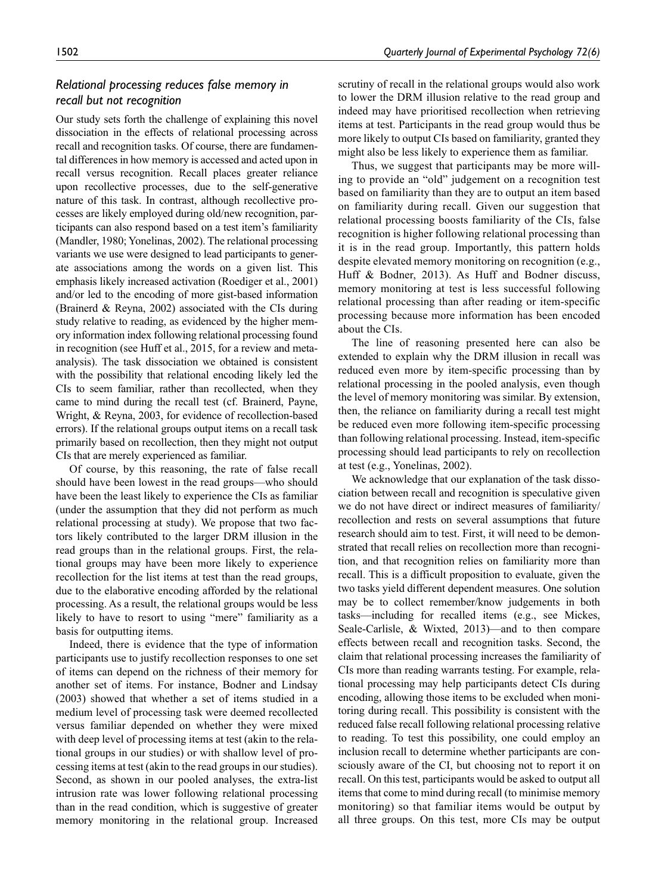### *Relational processing reduces false memory in recall but not recognition*

Our study sets forth the challenge of explaining this novel dissociation in the effects of relational processing across recall and recognition tasks. Of course, there are fundamental differences in how memory is accessed and acted upon in recall versus recognition. Recall places greater reliance upon recollective processes, due to the self-generative nature of this task. In contrast, although recollective processes are likely employed during old/new recognition, participants can also respond based on a test item's familiarity (Mandler, 1980; Yonelinas, 2002). The relational processing variants we use were designed to lead participants to generate associations among the words on a given list. This emphasis likely increased activation (Roediger et al., 2001) and/or led to the encoding of more gist-based information (Brainerd & Reyna, 2002) associated with the CIs during study relative to reading, as evidenced by the higher memory information index following relational processing found in recognition (see Huff et al., 2015, for a review and meta-analysis). The task dissociation we obtained is consistent with the possibility that relational encoding likely led the CIs to seem familiar, rather than recollected, when they came to mind during the recall test (cf. Brainerd, Payne, Wright, & Reyna, 2003, for evidence of recollection-based errors). If the relational groups output items on a recall task primarily based on recollection, then they might not output CIs that are merely experienced as familiar.

Of course, by this reasoning, the rate of false recall should have been lowest in the read groups—who should have been the least likely to experience the CIs as familiar (under the assumption that they did not perform as much relational processing at study). We propose that two factors likely contributed to the larger DRM illusion in the read groups than in the relational groups. First, the relational groups may have been more likely to experience recollection for the list items at test than the read groups, due to the elaborative encoding afforded by the relational processing. As a result, the relational groups would be less likely to have to resort to using "mere" familiarity as a basis for outputting items.

Indeed, there is evidence that the type of information participants use to justify recollection responses to one set of items can depend on the richness of their memory for another set of items. For instance, Bodner and Lindsay (2003) showed that whether a set of items studied in a medium level of processing task were deemed recollected versus familiar depended on whether they were mixed with deep level of processing items at test (akin to the relational groups in our studies) or with shallow level of processing items at test (akin to the read groups in our studies). Second, as shown in our pooled analyses, the extra-list intrusion rate was lower following relational processing than in the read condition, which is suggestive of greater memory monitoring in the relational group. Increased scrutiny of recall in the relational groups would also work to lower the DRM illusion relative to the read group and indeed may have prioritised recollection when retrieving items at test. Participants in the read group would thus be more likely to output CIs based on familiarity, granted they might also be less likely to experience them as familiar.

Thus, we suggest that participants may be more willing to provide an "old" judgement on a recognition test based on familiarity than they are to output an item based on familiarity during recall. Given our suggestion that relational processing boosts familiarity of the CIs, false recognition is higher following relational processing than it is in the read group. Importantly, this pattern holds despite elevated memory monitoring on recognition (e.g., Huff & Bodner, 2013). As Huff and Bodner discuss, memory monitoring at test is less successful following relational processing than after reading or item-specific processing because more information has been encoded about the CIs.

The line of reasoning presented here can also be extended to explain why the DRM illusion in recall was reduced even more by item-specific processing than by relational processing in the pooled analysis, even though the level of memory monitoring was similar. By extension, then, the reliance on familiarity during a recall test might be reduced even more following item-specific processing than following relational processing. Instead, item-specific processing should lead participants to rely on recollection at test (e.g., Yonelinas, 2002).

We acknowledge that our explanation of the task dissociation between recall and recognition is speculative given we do not have direct or indirect measures of familiarity/recollection and rests on several assumptions that future research should aim to test. First, it will need to be demonstrated that recall relies on recollection more than recognition, and that recognition relies on familiarity more than recall. This is a difficult proposition to evaluate, given the two tasks yield different dependent measures. One solution may be to collect remember/know judgements in both tasks—including for recalled items (e.g., see Mickes, Seale-Carlisle, & Wixted, 2013)—and to then compare effects between recall and recognition tasks. Second, the claim that relational processing increases the familiarity of CIs more than reading warrants testing. For example, relational processing may help participants detect CIs during encoding, allowing those items to be excluded when monitoring during recall. This possibility is consistent with the reduced false recall following relational processing relative to reading. To test this possibility, one could employ an inclusion recall to determine whether participants are consciously aware of the CI, but choosing not to report it on recall. On this test, participants would be asked to output all items that come to mind during recall (to minimise memory monitoring) so that familiar items would be output by all three groups. On this test, more CIs may be output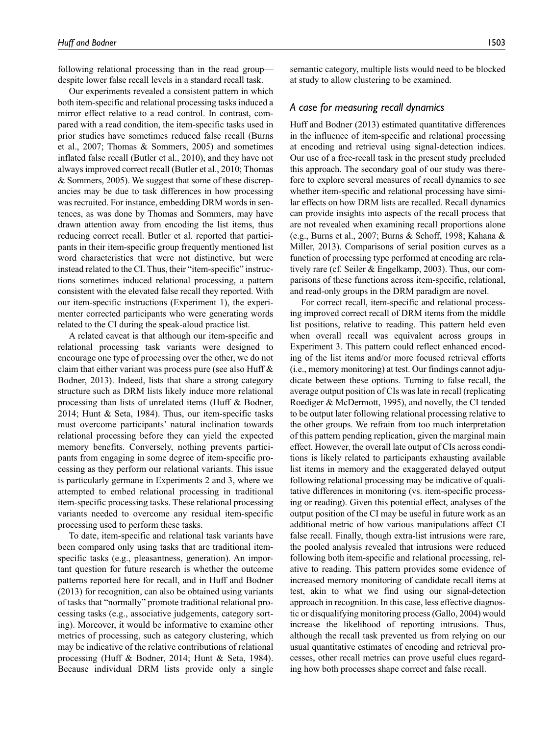following relational processing than in the read group—despite lower false recall levels in a standard recall task.

Our experiments revealed a consistent pattern in which both item-specific and relational processing tasks induced a mirror effect relative to a read control. In contrast, compared with a read condition, the item-specific tasks used in prior studies have sometimes reduced false recall (Burns et al., 2007; Thomas & Sommers, 2005) and sometimes inflated false recall (Butler et al., 2010), and they have not always improved correct recall (Butler et al., 2010; Thomas & Sommers, 2005). We suggest that some of these discrepancies may be due to task differences in how processing was recruited. For instance, embedding DRM words in sentences, as was done by Thomas and Sommers, may have drawn attention away from encoding the list items, thus reducing correct recall. Butler et al. reported that participants in their item-specific group frequently mentioned list word characteristics that were not distinctive, but were instead related to the CI. Thus, their "item-specific" instructions sometimes induced relational processing, a pattern consistent with the elevated false recall they reported. With our item-specific instructions (Experiment 1), the experimenter corrected participants who were generating words related to the CI during the speak-aloud practice list.

A related caveat is that although our item-specific and relational processing task variants were designed to encourage one type of processing over the other, we do not claim that either variant was process pure (see also Huff & Bodner, 2013). Indeed, lists that share a strong category structure such as DRM lists likely induce more relational processing than lists of unrelated items (Huff & Bodner, 2014; Hunt & Seta, 1984). Thus, our item-specific tasks must overcome participants' natural inclination towards relational processing before they can yield the expected memory benefits. Conversely, nothing prevents participants from engaging in some degree of item-specific processing as they perform our relational variants. This issue is particularly germane in Experiments 2 and 3, where we attempted to embed relational processing in traditional item-specific processing tasks. These relational processing variants needed to overcome any residual item-specific processing used to perform these tasks.

To date, item-specific and relational task variants have been compared only using tasks that are traditional item-specific tasks (e.g., pleasantness, generation). An important question for future research is whether the outcome patterns reported here for recall, and in Huff and Bodner (2013) for recognition, can also be obtained using variants of tasks that "normally" promote traditional relational processing tasks (e.g., associative judgements, category sorting). Moreover, it would be informative to examine other metrics of processing, such as category clustering, which may be indicative of the relative contributions of relational processing (Huff & Bodner, 2014; Hunt & Seta, 1984). Because individual DRM lists provide only a single semantic category, multiple lists would need to be blocked at study to allow clustering to be examined.

## *A case for measuring recall dynamics*

Huff and Bodner (2013) estimated quantitative differences in the influence of item-specific and relational processing at encoding and retrieval using signal-detection indices. Our use of a free-recall task in the present study precluded this approach. The secondary goal of our study was therefore to explore several measures of recall dynamics to see whether item-specific and relational processing have similar effects on how DRM lists are recalled. Recall dynamics can provide insights into aspects of the recall process that are not revealed when examining recall proportions alone (e.g., Burns et al., 2007; Burns & Schoff, 1998; Kahana & Miller, 2013). Comparisons of serial position curves as a function of processing type performed at encoding are relatively rare (cf. Seiler & Engelkamp, 2003). Thus, our comparisons of these functions across item-specific, relational, and read-only groups in the DRM paradigm are novel.

For correct recall, item-specific and relational processing improved correct recall of DRM items from the middle list positions, relative to reading. This pattern held even when overall recall was equivalent across groups in Experiment 3. This pattern could reflect enhanced encoding of the list items and/or more focused retrieval efforts (i.e., memory monitoring) at test. Our findings cannot adjudicate between these options. Turning to false recall, the average output position of CIs was late in recall (replicating Roediger & McDermott, 1995), and novelly, the CI tended to be output later following relational processing relative to the other groups. We refrain from too much interpretation of this pattern pending replication, given the marginal main effect. However, the overall late output of CIs across conditions is likely related to participants exhausting available list items in memory and the exaggerated delayed output following relational processing may be indicative of qualitative differences in monitoring (vs. item-specific processing or reading). Given this potential effect, analyses of the output position of the CI may be useful in future work as an additional metric of how various manipulations affect CI false recall. Finally, though extra-list intrusions were rare, the pooled analysis revealed that intrusions were reduced following both item-specific and relational processing, relative to reading. This pattern provides some evidence of increased memory monitoring of candidate recall items at test, akin to what we find using our signal-detection approach in recognition. In this case, less effective diagnostic or disqualifying monitoring process (Gallo, 2004) would increase the likelihood of reporting intrusions. Thus, although the recall task prevented us from relying on our usual quantitative estimates of encoding and retrieval processes, other recall metrics can prove useful clues regarding how both processes shape correct and false recall.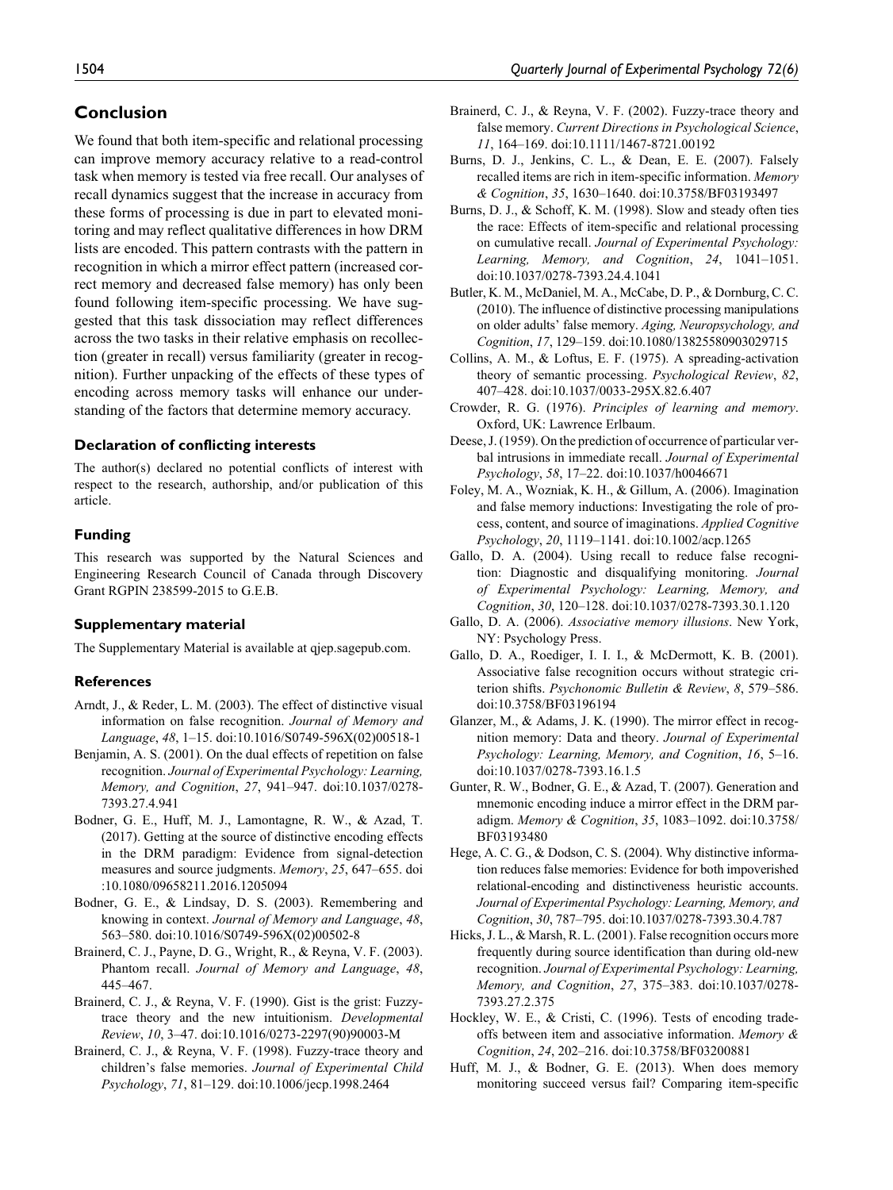## Conclusion

We found that both item-specific and relational processing can improve memory accuracy relative to a read-control task when memory is tested via free recall. Our analyses of recall dynamics suggest that the increase in accuracy from these forms of processing is due in part to elevated monitoring and may reflect qualitative differences in how DRM lists are encoded. This pattern contrasts with the pattern in recognition in which a mirror effect pattern (increased correct memory and decreased false memory) has only been found following item-specific processing. We have suggested that this task dissociation may reflect differences across the two tasks in their relative emphasis on recollection (greater in recall) versus familiarity (greater in recognition). Further unpacking of the effects of these types of encoding across memory tasks will enhance our understanding of the factors that determine memory accuracy.

### Declaration of conflicting interests

The author(s) declared no potential conflicts of interest with respect to the research, authorship, and/or publication of this article.

### Funding

This research was supported by the Natural Sciences and Engineering Research Council of Canada through Discovery Grant RGPIN 238599-2015 to G.E.B.

### Supplementary material

The Supplementary Material is available at qjep.sagepub.com.

### References

Arndt, J., & Reder, L. M. (2003). The effect of distinctive visual information on false recognition. *Journal of Memory and Language*, *48*, 1–15. doi:10.1016/S0749-596X(02)00518-1

Benjamin, A. S. (2001). On the dual effects of repetition on false recognition. *Journal of Experimental Psychology: Learning, Memory, and Cognition*, *27*, 941–947. doi:10.1037/0278-7393.27.4.941

Bodner, G. E., Huff, M. J., Lamontagne, R. W., & Azad, T. (2017). Getting at the source of distinctive encoding effects in the DRM paradigm: Evidence from signal-detection measures and source judgments. *Memory*, *25*, 647–655. doi:10.1080/09658211.2016.1205094

Bodner, G. E., & Lindsay, D. S. (2003). Remembering and knowing in context. *Journal of Memory and Language*, *48*, 563–580. doi:10.1016/S0749-596X(02)00502-8

Brainerd, C. J., Payne, D. G., Wright, R., & Reyna, V. F. (2003). Phantom recall. *Journal of Memory and Language*, *48*, 445–467.

Brainerd, C. J., & Reyna, V. F. (1990). Gist is the grist: Fuzzy-trace theory and the new intuitionism. *Developmental Review*, *10*, 3–47. doi:10.1016/0273-2297(90)90003-M

Brainerd, C. J., & Reyna, V. F. (1998). Fuzzy-trace theory and children's false memories. *Journal of Experimental Child Psychology*, *71*, 81–129. doi:10.1006/jecp.1998.2464

Brainerd, C. J., & Reyna, V. F. (2002). Fuzzy-trace theory and false memory. *Current Directions in Psychological Science*, *11*, 164–169. doi:10.1111/1467-8721.00192

Burns, D. J., Jenkins, C. L., & Dean, E. E. (2007). Falsely recalled items are rich in item-specific information. *Memory & Cognition*, *35*, 1630–1640. doi:10.3758/BF03193497

Burns, D. J., & Schoff, K. M. (1998). Slow and steady often ties the race: Effects of item-specific and relational processing on cumulative recall. *Journal of Experimental Psychology: Learning, Memory, and Cognition*, *24*, 1041–1051. doi:10.1037/0278-7393.24.4.1041

Butler, K. M., McDaniel, M. A., McCabe, D. P., & Dornburg, C. C. (2010). The influence of distinctive processing manipulations on older adults' false memory. *Aging, Neuropsychology, and Cognition*, *17*, 129–159. doi:10.1080/13825580903029715

Collins, A. M., & Loftus, E. F. (1975). A spreading-activation theory of semantic processing. *Psychological Review*, *82*, 407–428. doi:10.1037/0033-295X.82.6.407

Crowder, R. G. (1976). *Principles of learning and memory*. Oxford, UK: Lawrence Erlbaum.

Deese, J. (1959). On the prediction of occurrence of particular verbal intrusions in immediate recall. *Journal of Experimental Psychology*, *58*, 17–22. doi:10.1037/h0046671

Foley, M. A., Wozniak, K. H., & Gillum, A. (2006). Imagination and false memory inductions: Investigating the role of process, content, and source of imaginations. *Applied Cognitive Psychology*, *20*, 1119–1141. doi:10.1002/acp.1265

Gallo, D. A. (2004). Using recall to reduce false recognition: Diagnostic and disqualifying monitoring. *Journal of Experimental Psychology: Learning, Memory, and Cognition*, *30*, 120–128. doi:10.1037/0278-7393.30.1.120

Gallo, D. A. (2006). *Associative memory illusions*. New York, NY: Psychology Press.

Gallo, D. A., Roediger, I. I. I., & McDermott, K. B. (2001). Associative false recognition occurs without strategic criterion shifts. *Psychonomic Bulletin & Review*, *8*, 579–586. doi:10.3758/BF03196194

Glanzer, M., & Adams, J. K. (1990). The mirror effect in recognition memory: Data and theory. *Journal of Experimental Psychology: Learning, Memory, and Cognition*, *16*, 5–16. doi:10.1037/0278-7393.16.1.5

Gunter, R. W., Bodner, G. E., & Azad, T. (2007). Generation and mnemonic encoding induce a mirror effect in the DRM paradigm. *Memory & Cognition*, *35*, 1083–1092. doi:10.3758/BF03193480

Hege, A. C. G., & Dodson, C. S. (2004). Why distinctive information reduces false memories: Evidence for both impoverished relational-encoding and distinctiveness heuristic accounts. *Journal of Experimental Psychology: Learning, Memory, and Cognition*, *30*, 787–795. doi:10.1037/0278-7393.30.4.787

Hicks, J. L., & Marsh, R. L. (2001). False recognition occurs more frequently during source identification than during old-new recognition. *Journal of Experimental Psychology: Learning, Memory, and Cognition*, *27*, 375–383. doi:10.1037/0278-7393.27.2.375

Hockley, W. E., & Cristi, C. (1996). Tests of encoding tradeoffs between item and associative information. *Memory & Cognition*, *24*, 202–216. doi:10.3758/BF03200881

Huff, M. J., & Bodner, G. E. (2013). When does memory monitoring succeed versus fail? Comparing item-specific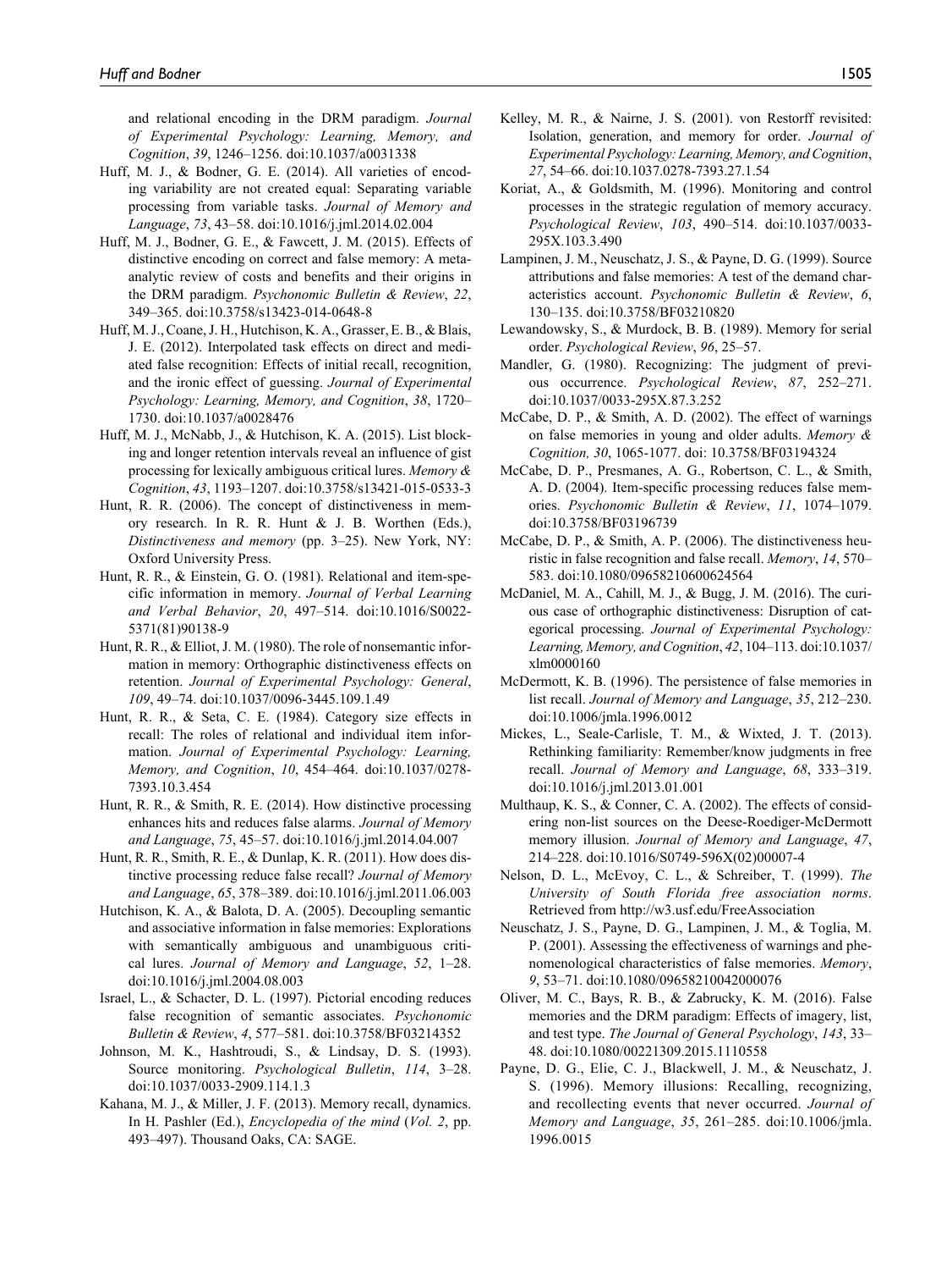and relational encoding in the DRM paradigm. *Journal of Experimental Psychology: Learning, Memory, and Cognition*, *39*, 1246–1256. doi:10.1037/a0031338

Huff, M. J., & Bodner, G. E. (2014). All varieties of encoding variability are not created equal: Separating variable processing from variable tasks. *Journal of Memory and Language*, *73*, 43–58. doi:10.1016/j.jml.2014.02.004

Huff, M. J., Bodner, G. E., & Fawcett, J. M. (2015). Effects of distinctive encoding on correct and false memory: A meta-analytic review of costs and benefits and their origins in the DRM paradigm. *Psychonomic Bulletin & Review*, *22*, 349–365. doi:10.3758/s13423-014-0648-8

Huff, M. J., Coane, J. H., Hutchison, K. A., Grasser, E. B., & Blais, J. E. (2012). Interpolated task effects on direct and mediated false recognition: Effects of initial recall, recognition, and the ironic effect of guessing. *Journal of Experimental Psychology: Learning, Memory, and Cognition*, *38*, 1720–1730. doi:10.1037/a0028476

Huff, M. J., McNabb, J., & Hutchison, K. A. (2015). List blocking and longer retention intervals reveal an influence of gist processing for lexically ambiguous critical lures. *Memory & Cognition*, *43*, 1193–1207. doi:10.3758/s13421-015-0533-3

Hunt, R. R. (2006). The concept of distinctiveness in memory research. In R. R. Hunt & J. B. Worthen (Eds.), *Distinctiveness and memory* (pp. 3–25). New York, NY: Oxford University Press.

Hunt, R. R., & Einstein, G. O. (1981). Relational and item-specific information in memory. *Journal of Verbal Learning and Verbal Behavior*, *20*, 497–514. doi:10.1016/S0022-5371(81)90138-9

Hunt, R. R., & Elliot, J. M. (1980). The role of nonsemantic information in memory: Orthographic distinctiveness effects on retention. *Journal of Experimental Psychology: General*, *109*, 49–74. doi:10.1037/0096-3445.109.1.49

Hunt, R. R., & Seta, C. E. (1984). Category size effects in recall: The roles of relational and individual item information. *Journal of Experimental Psychology: Learning, Memory, and Cognition*, *10*, 454–464. doi:10.1037/0278-7393.10.3.454

Hunt, R. R., & Smith, R. E. (2014). How distinctive processing enhances hits and reduces false alarms. *Journal of Memory and Language*, *75*, 45–57. doi:10.1016/j.jml.2014.04.007

Hunt, R. R., Smith, R. E., & Dunlap, K. R. (2011). How does distinctive processing reduce false recall? *Journal of Memory and Language*, *65*, 378–389. doi:10.1016/j.jml.2011.06.003

Hutchison, K. A., & Balota, D. A. (2005). Decoupling semantic and associative information in false memories: Explorations with semantically ambiguous and unambiguous critical lures. *Journal of Memory and Language*, *52*, 1–28. doi:10.1016/j.jml.2004.08.003

Israel, L., & Schacter, D. L. (1997). Pictorial encoding reduces false recognition of semantic associates. *Psychonomic Bulletin & Review*, *4*, 577–581. doi:10.3758/BF03214352

Johnson, M. K., Hashtroudi, S., & Lindsay, D. S. (1993). Source monitoring. *Psychological Bulletin*, *114*, 3–28. doi:10.1037/0033-2909.114.1.3

Kahana, M. J., & Miller, J. F. (2013). Memory recall, dynamics. In H. Pashler (Ed.), *Encyclopedia of the mind* (*Vol. 2*, pp. 493–497). Thousand Oaks, CA: SAGE.

Kelley, M. R., & Nairne, J. S. (2001). von Restorff revisited: Isolation, generation, and memory for order. *Journal of Experimental Psychology: Learning, Memory, and Cognition*, *27*, 54–66. doi:10.1037.0278-7393.27.1.54

Koriat, A., & Goldsmith, M. (1996). Monitoring and control processes in the strategic regulation of memory accuracy. *Psychological Review*, *103*, 490–514. doi:10.1037/0033-295X.103.3.490

Lampinen, J. M., Neuschatz, J. S., & Payne, D. G. (1999). Source attributions and false memories: A test of the demand characteristics account. *Psychonomic Bulletin & Review*, *6*, 130–135. doi:10.3758/BF03210820

Lewandowsky, S., & Murdock, B. B. (1989). Memory for serial order. *Psychological Review*, *96*, 25–57.

Mandler, G. (1980). Recognizing: The judgment of previous occurrence. *Psychological Review*, *87*, 252–271. doi:10.1037/0033-295X.87.3.252

McCabe, D. P., & Smith, A. D. (2002). The effect of warnings on false memories in young and older adults. *Memory & Cognition, 30*, 1065-1077. doi: 10.3758/BF03194324

McCabe, D. P., Presmanes, A. G., Robertson, C. L., & Smith, A. D. (2004). Item-specific processing reduces false memories. *Psychonomic Bulletin & Review*, *11*, 1074–1079. doi:10.3758/BF03196739

McCabe, D. P., & Smith, A. P. (2006). The distinctiveness heuristic in false recognition and false recall. *Memory*, *14*, 570–583. doi:10.1080/09658210600624564

McDaniel, M. A., Cahill, M. J., & Bugg, J. M. (2016). The curious case of orthographic distinctiveness: Disruption of categorical processing. *Journal of Experimental Psychology: Learning, Memory, and Cognition*, *42*, 104–113. doi:10.1037/xlm0000160

McDermott, K. B. (1996). The persistence of false memories in list recall. *Journal of Memory and Language*, *35*, 212–230. doi:10.1006/jmla.1996.0012

Mickes, L., Seale-Carlisle, T. M., & Wixted, J. T. (2013). Rethinking familiarity: Remember/know judgments in free recall. *Journal of Memory and Language*, *68*, 333–319. doi:10.1016/j.jml.2013.01.001

Multhaup, K. S., & Conner, C. A. (2002). The effects of considering non-list sources on the Deese-Roediger-McDermott memory illusion. *Journal of Memory and Language*, *47*, 214–228. doi:10.1016/S0749-596X(02)00007-4

Nelson, D. L., McEvoy, C. L., & Schreiber, T. (1999). *The University of South Florida free association norms*. Retrieved from http://w3.usf.edu/FreeAssociation

Neuschatz, J. S., Payne, D. G., Lampinen, J. M., & Toglia, M. P. (2001). Assessing the effectiveness of warnings and phenomenological characteristics of false memories. *Memory*, *9*, 53–71. doi:10.1080/09658210042000076

Oliver, M. C., Bays, R. B., & Zabrucky, K. M. (2016). False memories and the DRM paradigm: Effects of imagery, list, and test type. *The Journal of General Psychology*, *143*, 33–48. doi:10.1080/00221309.2015.1110558

Payne, D. G., Elie, C. J., Blackwell, J. M., & Neuschatz, J. S. (1996). Memory illusions: Recalling, recognizing, and recollecting events that never occurred. *Journal of Memory and Language*, *35*, 261–285. doi:10.1006/jmla.1996.0015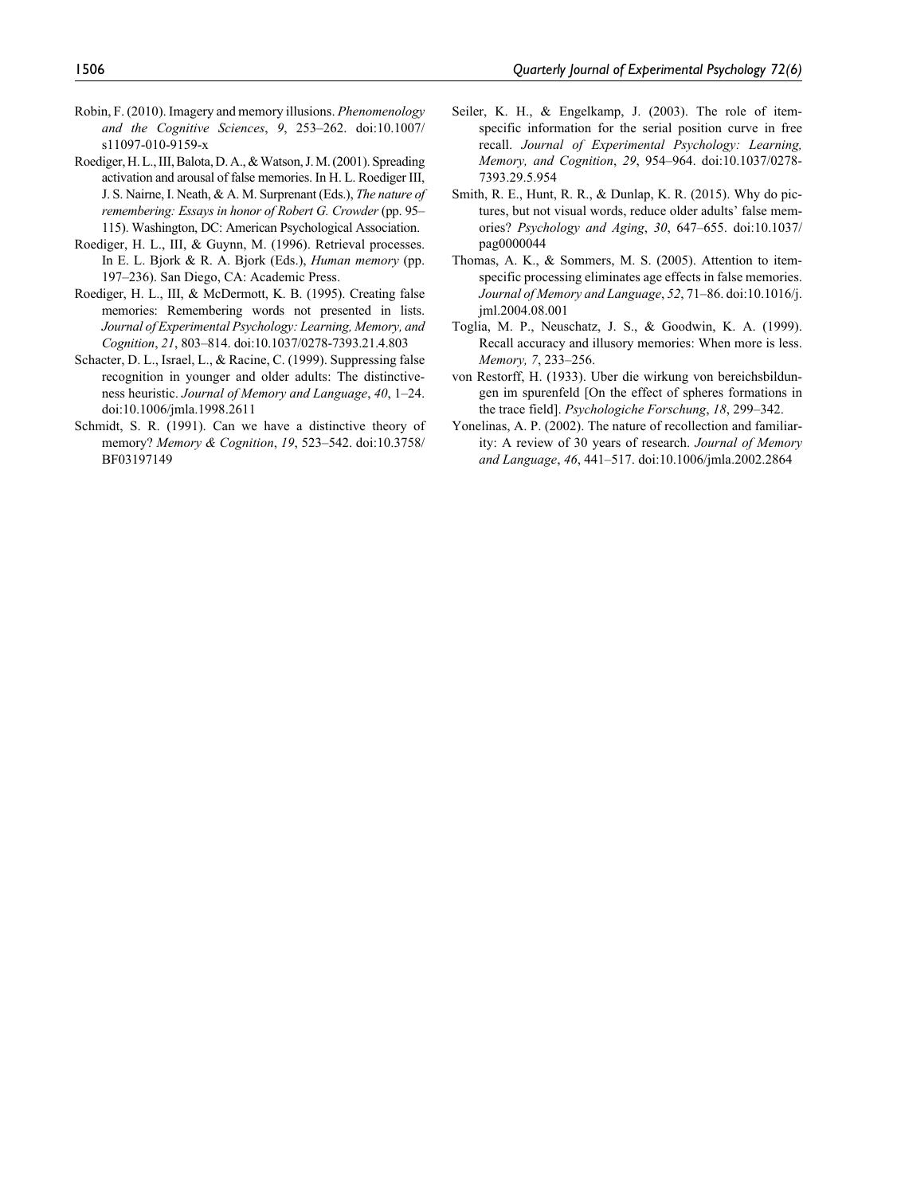Robin, F. (2010). Imagery and memory illusions. *Phenomenology and the Cognitive Sciences*, *9*, 253–262. doi:10.1007/s11097-010-9159-x

Roediger, H. L., III, Balota, D. A., & Watson, J. M. (2001). Spreading activation and arousal of false memories. In H. L. Roediger III, J. S. Nairne, I. Neath, & A. M. Surprenant (Eds.), *The nature of remembering: Essays in honor of Robert G. Crowder* (pp. 95–115). Washington, DC: American Psychological Association.

Roediger, H. L., III, & Guynn, M. (1996). Retrieval processes. In E. L. Bjork & R. A. Bjork (Eds.), *Human memory* (pp. 197–236). San Diego, CA: Academic Press.

Roediger, H. L., III, & McDermott, K. B. (1995). Creating false memories: Remembering words not presented in lists. *Journal of Experimental Psychology: Learning, Memory, and Cognition*, *21*, 803–814. doi:10.1037/0278-7393.21.4.803

Schacter, D. L., Israel, L., & Racine, C. (1999). Suppressing false recognition in younger and older adults: The distinctiveness heuristic. *Journal of Memory and Language*, *40*, 1–24. doi:10.1006/jmla.1998.2611

Schmidt, S. R. (1991). Can we have a distinctive theory of memory? *Memory & Cognition*, *19*, 523–542. doi:10.3758/BF03197149

Seiler, K. H., & Engelkamp, J. (2003). The role of item-specific information for the serial position curve in free recall. *Journal of Experimental Psychology: Learning, Memory, and Cognition*, *29*, 954–964. doi:10.1037/0278-7393.29.5.954

Smith, R. E., Hunt, R. R., & Dunlap, K. R. (2015). Why do pictures, but not visual words, reduce older adults' false memories? *Psychology and Aging*, *30*, 647–655. doi:10.1037/pag0000044

Thomas, A. K., & Sommers, M. S. (2005). Attention to item-specific processing eliminates age effects in false memories. *Journal of Memory and Language*, *52*, 71–86. doi:10.1016/j.jml.2004.08.001

Toglia, M. P., Neuschatz, J. S., & Goodwin, K. A. (1999). Recall accuracy and illusory memories: When more is less. *Memory, 7*, 233–256.

von Restorff, H. (1933). Uber die wirkung von bereichsbildungen im spurenfeld [On the effect of spheres formations in the trace field]. *Psychologiche Forschung*, *18*, 299–342.

Yonelinas, A. P. (2002). The nature of recollection and familiarity: A review of 30 years of research. *Journal of Memory and Language*, *46*, 441–517. doi:10.1006/jmla.2002.2864